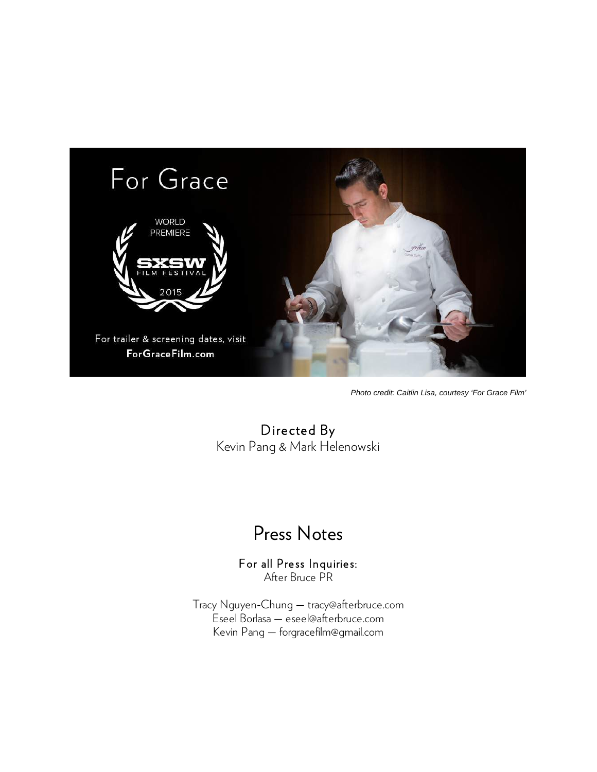For Grace

WORLD PREMIERE
SXSW FILM FESTIVAL
2015

For trailer & screening dates, visit
**ForGraceFilm.com**

*Photo credit: Caitlin Lisa, courtesy 'For Grace Film'*

### Directed By
Kevin Pang & Mark Helenowski

# Press Notes

### For all Press Inquiries:
After Bruce PR

Tracy Nguyen-Chung — tracy@afterbruce.com
Eseel Borlasa — eseel@afterbruce.com
Kevin Pang — forgracefilm@gmail.com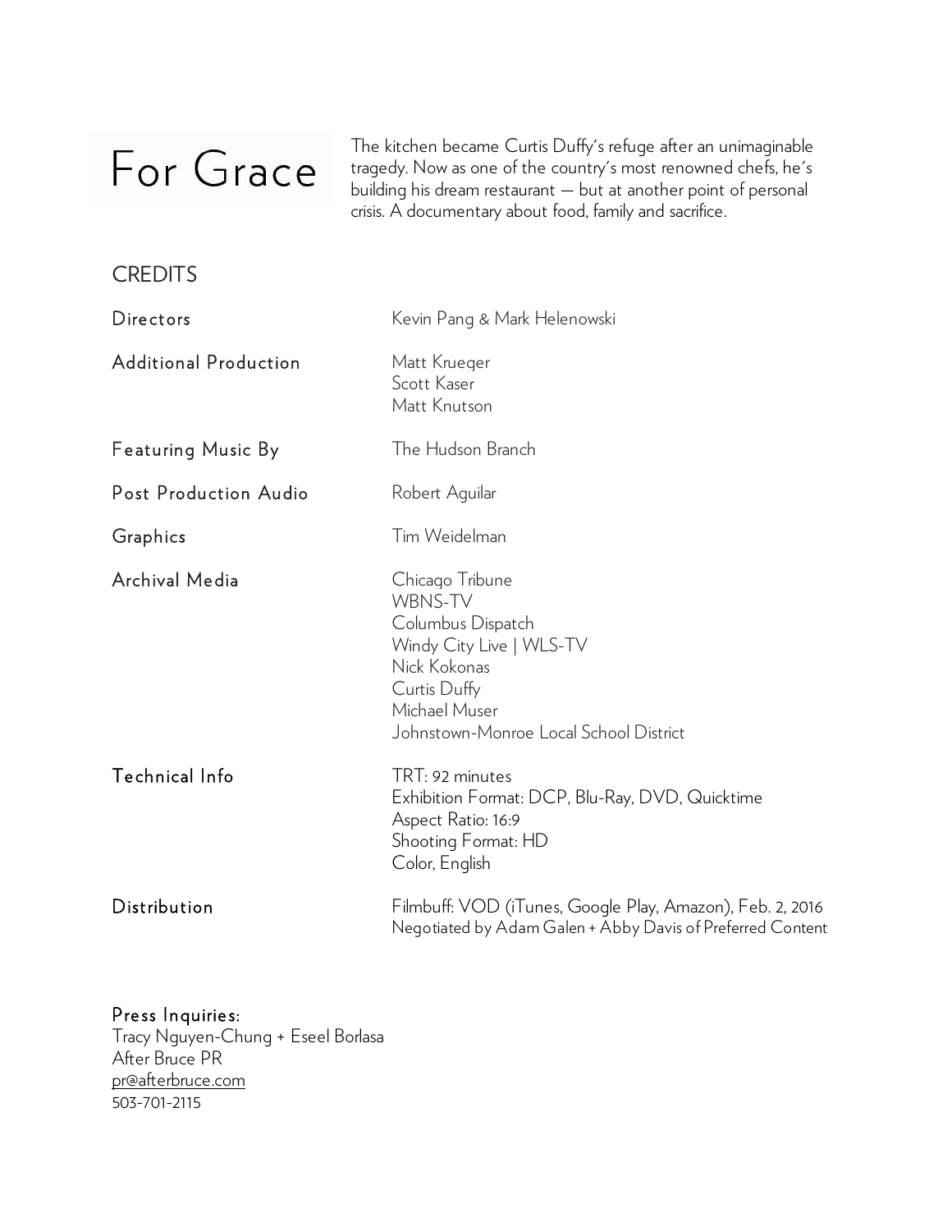# For Grace

The kitchen became Curtis Duffy's refuge after an unimaginable tragedy. Now as one of the country's most renowned chefs, he's building his dream restaurant — but at another point of personal crisis. A documentary about food, family and sacrifice.

## CREDITS

| | |
|---|---|
| Directors | Kevin Pang & Mark Helenowski |
| Additional Production | Matt Krueger<br>Scott Kaser<br>Matt Knutson |
| Featuring Music By | The Hudson Branch |
| Post Production Audio | Robert Aguilar |
| Graphics | Tim Weidelman |
| Archival Media | Chicago Tribune<br>WBNS-TV<br>Columbus Dispatch<br>Windy City Live \| WLS-TV<br>Nick Kokonas<br>Curtis Duffy<br>Michael Muser<br>Johnstown-Monroe Local School District |
| Technical Info | TRT: 92 minutes<br>Exhibition Format: DCP, Blu-Ray, DVD, Quicktime<br>Aspect Ratio: 16:9<br>Shooting Format: HD<br>Color, English |
| Distribution | Filmbuff: VOD (iTunes, Google Play, Amazon), Feb. 2, 2016<br>Negotiated by Adam Galen + Abby Davis of Preferred Content |

**Press Inquiries:**
Tracy Nguyen-Chung + Eseel Borlasa
After Bruce PR
pr@afterbruce.com
503-701-2115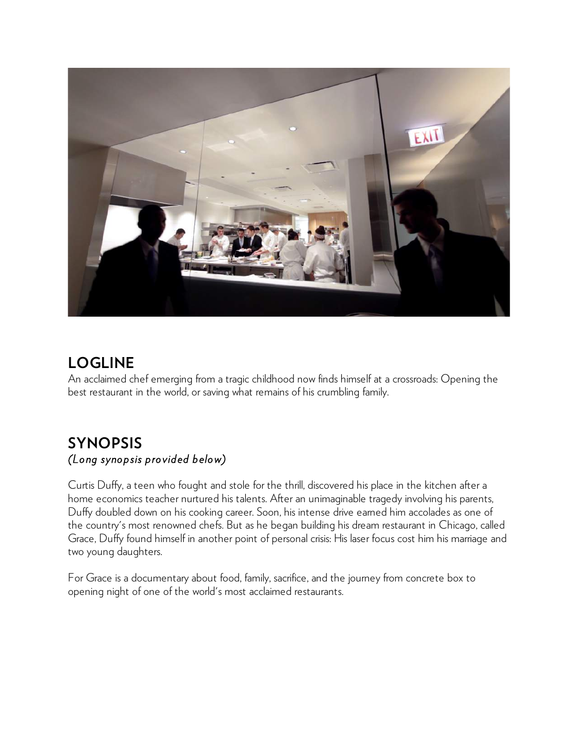## LOGLINE

An acclaimed chef emerging from a tragic childhood now finds himself at a crossroads: Opening the best restaurant in the world, or saving what remains of his crumbling family.

## SYNOPSIS

*(Long synopsis provided below)*

Curtis Duffy, a teen who fought and stole for the thrill, discovered his place in the kitchen after a home economics teacher nurtured his talents. After an unimaginable tragedy involving his parents, Duffy doubled down on his cooking career. Soon, his intense drive earned him accolades as one of the country's most renowned chefs. But as he began building his dream restaurant in Chicago, called Grace, Duffy found himself in another point of personal crisis: His laser focus cost him his marriage and two young daughters.

For Grace is a documentary about food, family, sacrifice, and the journey from concrete box to opening night of one of the world's most acclaimed restaurants.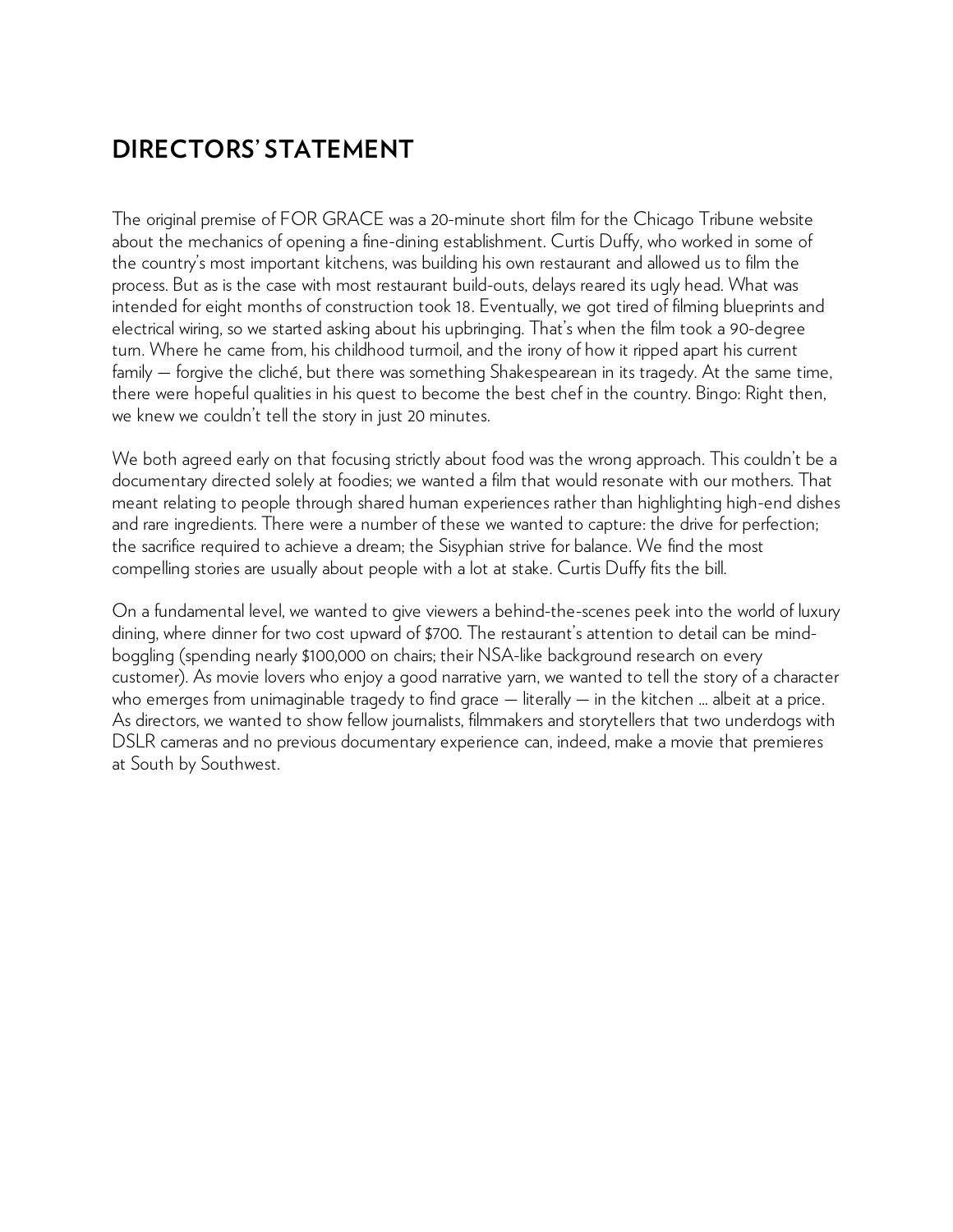## DIRECTORS' STATEMENT

The original premise of FOR GRACE was a 20-minute short film for the Chicago Tribune website about the mechanics of opening a fine-dining establishment. Curtis Duffy, who worked in some of the country's most important kitchens, was building his own restaurant and allowed us to film the process. But as is the case with most restaurant build-outs, delays reared its ugly head. What was intended for eight months of construction took 18. Eventually, we got tired of filming blueprints and electrical wiring, so we started asking about his upbringing. That's when the film took a 90-degree turn. Where he came from, his childhood turmoil, and the irony of how it ripped apart his current family — forgive the cliché, but there was something Shakespearean in its tragedy. At the same time, there were hopeful qualities in his quest to become the best chef in the country. Bingo: Right then, we knew we couldn't tell the story in just 20 minutes.

We both agreed early on that focusing strictly about food was the wrong approach. This couldn't be a documentary directed solely at foodies; we wanted a film that would resonate with our mothers. That meant relating to people through shared human experiences rather than highlighting high-end dishes and rare ingredients. There were a number of these we wanted to capture: the drive for perfection; the sacrifice required to achieve a dream; the Sisyphian strive for balance. We find the most compelling stories are usually about people with a lot at stake. Curtis Duffy fits the bill.

On a fundamental level, we wanted to give viewers a behind-the-scenes peek into the world of luxury dining, where dinner for two cost upward of $700. The restaurant's attention to detail can be mind-boggling (spending nearly $100,000 on chairs; their NSA-like background research on every customer). As movie lovers who enjoy a good narrative yarn, we wanted to tell the story of a character who emerges from unimaginable tragedy to find grace — literally — in the kitchen ... albeit at a price. As directors, we wanted to show fellow journalists, filmmakers and storytellers that two underdogs with DSLR cameras and no previous documentary experience can, indeed, make a movie that premieres at South by Southwest.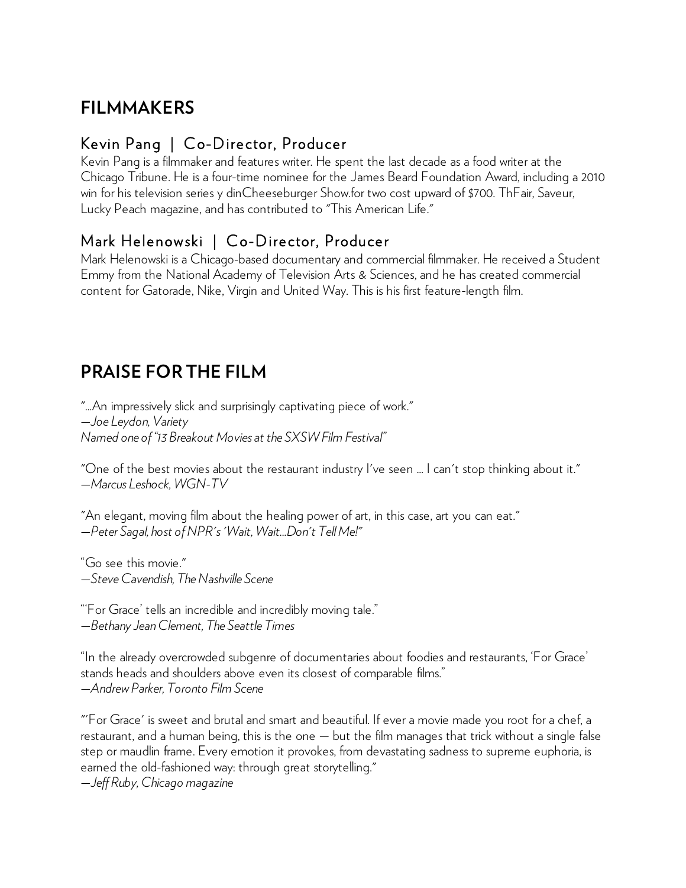## FILMMAKERS

### Kevin Pang | Co-Director, Producer

Kevin Pang is a filmmaker and features writer. He spent the last decade as a food writer at the Chicago Tribune. He is a four-time nominee for the James Beard Foundation Award, including a 2010 win for his television series y dinCheeseburger Show.for two cost upward of $700. ThFair, Saveur, Lucky Peach magazine, and has contributed to "This American Life."

### Mark Helenowski | Co-Director, Producer

Mark Helenowski is a Chicago-based documentary and commercial filmmaker. He received a Student Emmy from the National Academy of Television Arts & Sciences, and he has created commercial content for Gatorade, Nike, Virgin and United Way. This is his first feature-length film.

## PRAISE FOR THE FILM

"...An impressively slick and surprisingly captivating piece of work."
*—Joe Leydon, Variety*
*Named one of "13 Breakout Movies at the SXSW Film Festival"*

"One of the best movies about the restaurant industry I've seen ... I can't stop thinking about it."
*—Marcus Leshock, WGN-TV*

"An elegant, moving film about the healing power of art, in this case, art you can eat."
*—Peter Sagal, host of NPR's 'Wait, Wait...Don't Tell Me!"*

"Go see this movie."
*—Steve Cavendish, The Nashville Scene*

"'For Grace' tells an incredible and incredibly moving tale."
*—Bethany Jean Clement, The Seattle Times*

"In the already overcrowded subgenre of documentaries about foodies and restaurants, 'For Grace' stands heads and shoulders above even its closest of comparable films."
*—Andrew Parker, Toronto Film Scene*

"'For Grace' is sweet and brutal and smart and beautiful. If ever a movie made you root for a chef, a restaurant, and a human being, this is the one — but the film manages that trick without a single false step or maudlin frame. Every emotion it provokes, from devastating sadness to supreme euphoria, is earned the old-fashioned way: through great storytelling."
*—Jeff Ruby, Chicago magazine*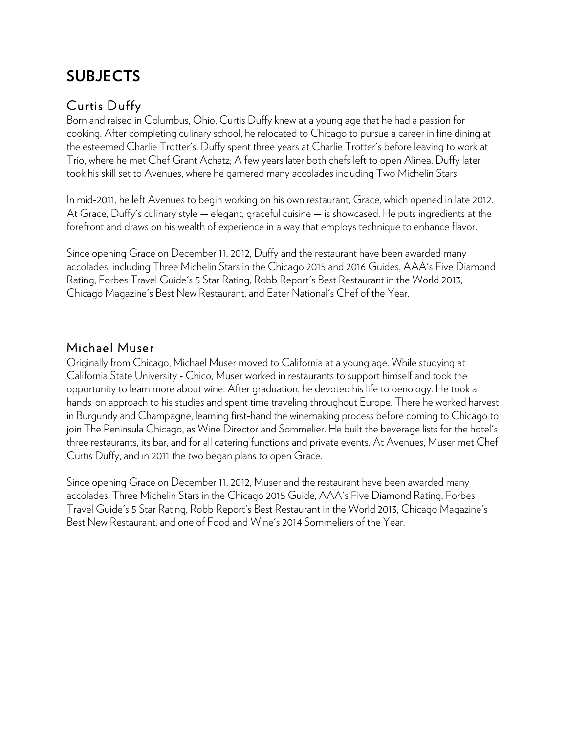# SUBJECTS

## Curtis Duffy

Born and raised in Columbus, Ohio, Curtis Duffy knew at a young age that he had a passion for cooking. After completing culinary school, he relocated to Chicago to pursue a career in fine dining at the esteemed Charlie Trotter's. Duffy spent three years at Charlie Trotter's before leaving to work at Trio, where he met Chef Grant Achatz; A few years later both chefs left to open Alinea. Duffy later took his skill set to Avenues, where he garnered many accolades including Two Michelin Stars.

In mid-2011, he left Avenues to begin working on his own restaurant, Grace, which opened in late 2012. At Grace, Duffy's culinary style — elegant, graceful cuisine — is showcased. He puts ingredients at the forefront and draws on his wealth of experience in a way that employs technique to enhance flavor.

Since opening Grace on December 11, 2012, Duffy and the restaurant have been awarded many accolades, including Three Michelin Stars in the Chicago 2015 and 2016 Guides, AAA's Five Diamond Rating, Forbes Travel Guide's 5 Star Rating, Robb Report's Best Restaurant in the World 2013, Chicago Magazine's Best New Restaurant, and Eater National's Chef of the Year.

## Michael Muser

Originally from Chicago, Michael Muser moved to California at a young age. While studying at California State University - Chico, Muser worked in restaurants to support himself and took the opportunity to learn more about wine. After graduation, he devoted his life to oenology. He took a hands-on approach to his studies and spent time traveling throughout Europe. There he worked harvest in Burgundy and Champagne, learning first-hand the winemaking process before coming to Chicago to join The Peninsula Chicago, as Wine Director and Sommelier. He built the beverage lists for the hotel's three restaurants, its bar, and for all catering functions and private events. At Avenues, Muser met Chef Curtis Duffy, and in 2011 the two began plans to open Grace.

Since opening Grace on December 11, 2012, Muser and the restaurant have been awarded many accolades, Three Michelin Stars in the Chicago 2015 Guide, AAA's Five Diamond Rating, Forbes Travel Guide's 5 Star Rating, Robb Report's Best Restaurant in the World 2013, Chicago Magazine's Best New Restaurant, and one of Food and Wine's 2014 Sommeliers of the Year.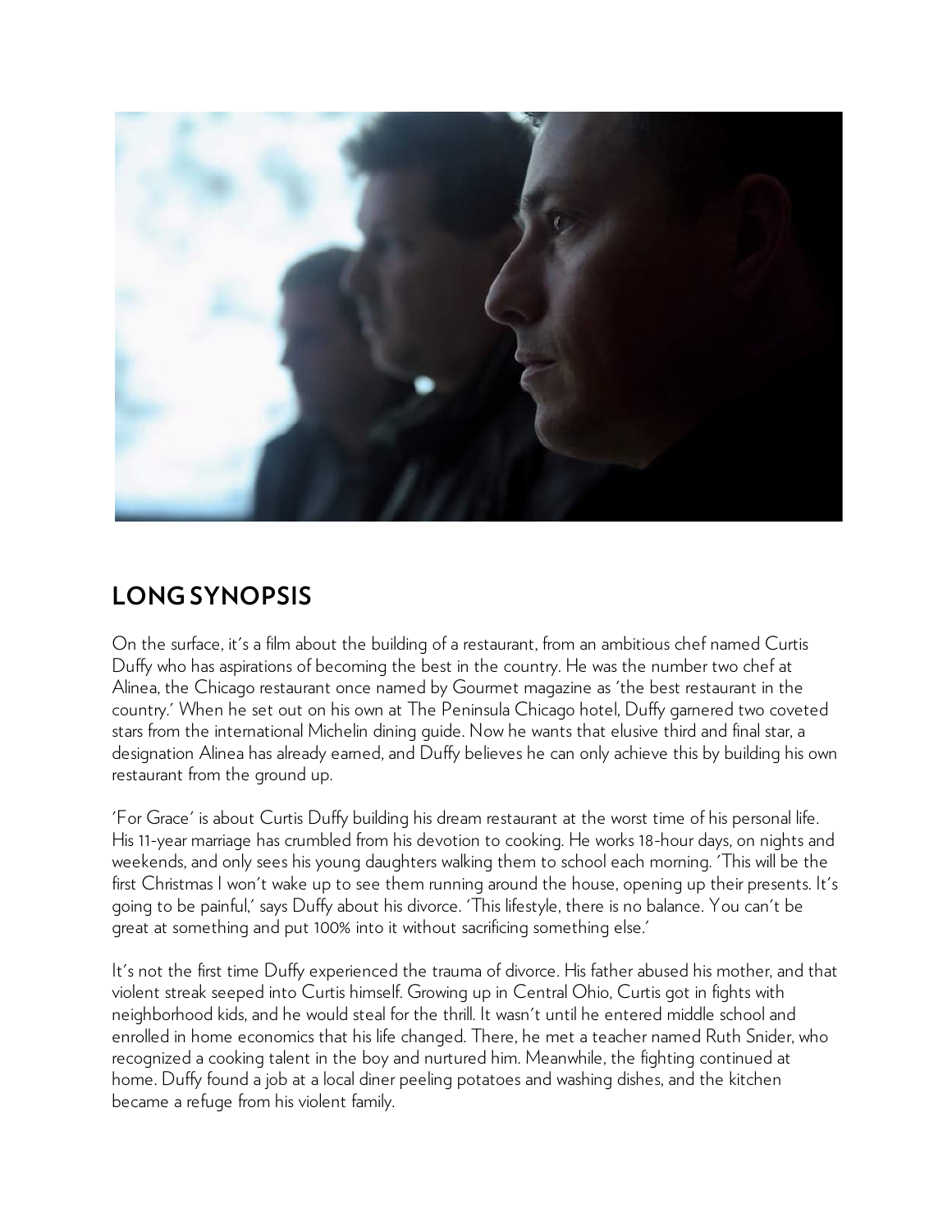## LONG SYNOPSIS

On the surface, it's a film about the building of a restaurant, from an ambitious chef named Curtis Duffy who has aspirations of becoming the best in the country. He was the number two chef at Alinea, the Chicago restaurant once named by Gourmet magazine as 'the best restaurant in the country.' When he set out on his own at The Peninsula Chicago hotel, Duffy garnered two coveted stars from the international Michelin dining guide. Now he wants that elusive third and final star, a designation Alinea has already earned, and Duffy believes he can only achieve this by building his own restaurant from the ground up.

'For Grace' is about Curtis Duffy building his dream restaurant at the worst time of his personal life. His 11-year marriage has crumbled from his devotion to cooking. He works 18-hour days, on nights and weekends, and only sees his young daughters walking them to school each morning. 'This will be the first Christmas I won't wake up to see them running around the house, opening up their presents. It's going to be painful,' says Duffy about his divorce. 'This lifestyle, there is no balance. You can't be great at something and put 100% into it without sacrificing something else.'

It's not the first time Duffy experienced the trauma of divorce. His father abused his mother, and that violent streak seeped into Curtis himself. Growing up in Central Ohio, Curtis got in fights with neighborhood kids, and he would steal for the thrill. It wasn't until he entered middle school and enrolled in home economics that his life changed. There, he met a teacher named Ruth Snider, who recognized a cooking talent in the boy and nurtured him. Meanwhile, the fighting continued at home. Duffy found a job at a local diner peeling potatoes and washing dishes, and the kitchen became a refuge from his violent family.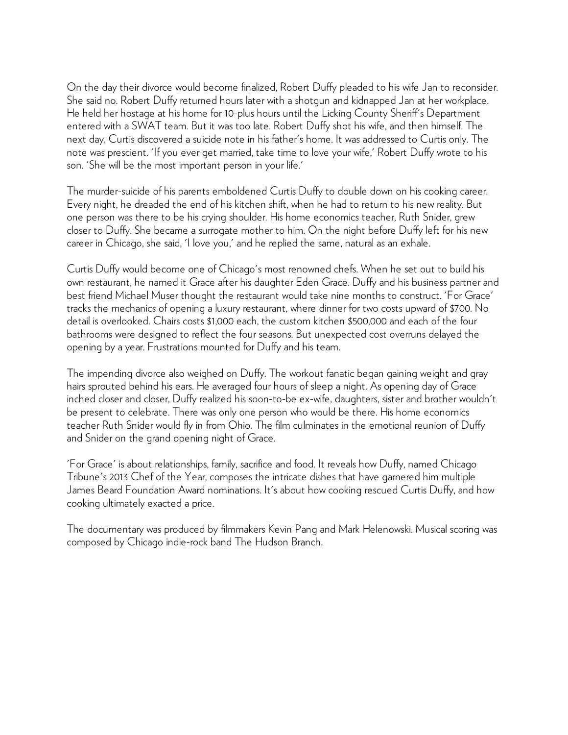On the day their divorce would become finalized, Robert Duffy pleaded to his wife Jan to reconsider. She said no. Robert Duffy returned hours later with a shotgun and kidnapped Jan at her workplace. He held her hostage at his home for 10-plus hours until the Licking County Sheriff's Department entered with a SWAT team. But it was too late. Robert Duffy shot his wife, and then himself. The next day, Curtis discovered a suicide note in his father's home. It was addressed to Curtis only. The note was prescient. 'If you ever get married, take time to love your wife,' Robert Duffy wrote to his son. 'She will be the most important person in your life.'

The murder-suicide of his parents emboldened Curtis Duffy to double down on his cooking career. Every night, he dreaded the end of his kitchen shift, when he had to return to his new reality. But one person was there to be his crying shoulder. His home economics teacher, Ruth Snider, grew closer to Duffy. She became a surrogate mother to him. On the night before Duffy left for his new career in Chicago, she said, 'I love you,' and he replied the same, natural as an exhale.

Curtis Duffy would become one of Chicago's most renowned chefs. When he set out to build his own restaurant, he named it Grace after his daughter Eden Grace. Duffy and his business partner and best friend Michael Muser thought the restaurant would take nine months to construct. 'For Grace' tracks the mechanics of opening a luxury restaurant, where dinner for two costs upward of $700. No detail is overlooked. Chairs costs $1,000 each, the custom kitchen $500,000 and each of the four bathrooms were designed to reflect the four seasons. But unexpected cost overruns delayed the opening by a year. Frustrations mounted for Duffy and his team.

The impending divorce also weighed on Duffy. The workout fanatic began gaining weight and gray hairs sprouted behind his ears. He averaged four hours of sleep a night. As opening day of Grace inched closer and closer, Duffy realized his soon-to-be ex-wife, daughters, sister and brother wouldn't be present to celebrate. There was only one person who would be there. His home economics teacher Ruth Snider would fly in from Ohio. The film culminates in the emotional reunion of Duffy and Snider on the grand opening night of Grace.

'For Grace' is about relationships, family, sacrifice and food. It reveals how Duffy, named Chicago Tribune's 2013 Chef of the Year, composes the intricate dishes that have garnered him multiple James Beard Foundation Award nominations. It's about how cooking rescued Curtis Duffy, and how cooking ultimately exacted a price.

The documentary was produced by filmmakers Kevin Pang and Mark Helenowski. Musical scoring was composed by Chicago indie-rock band The Hudson Branch.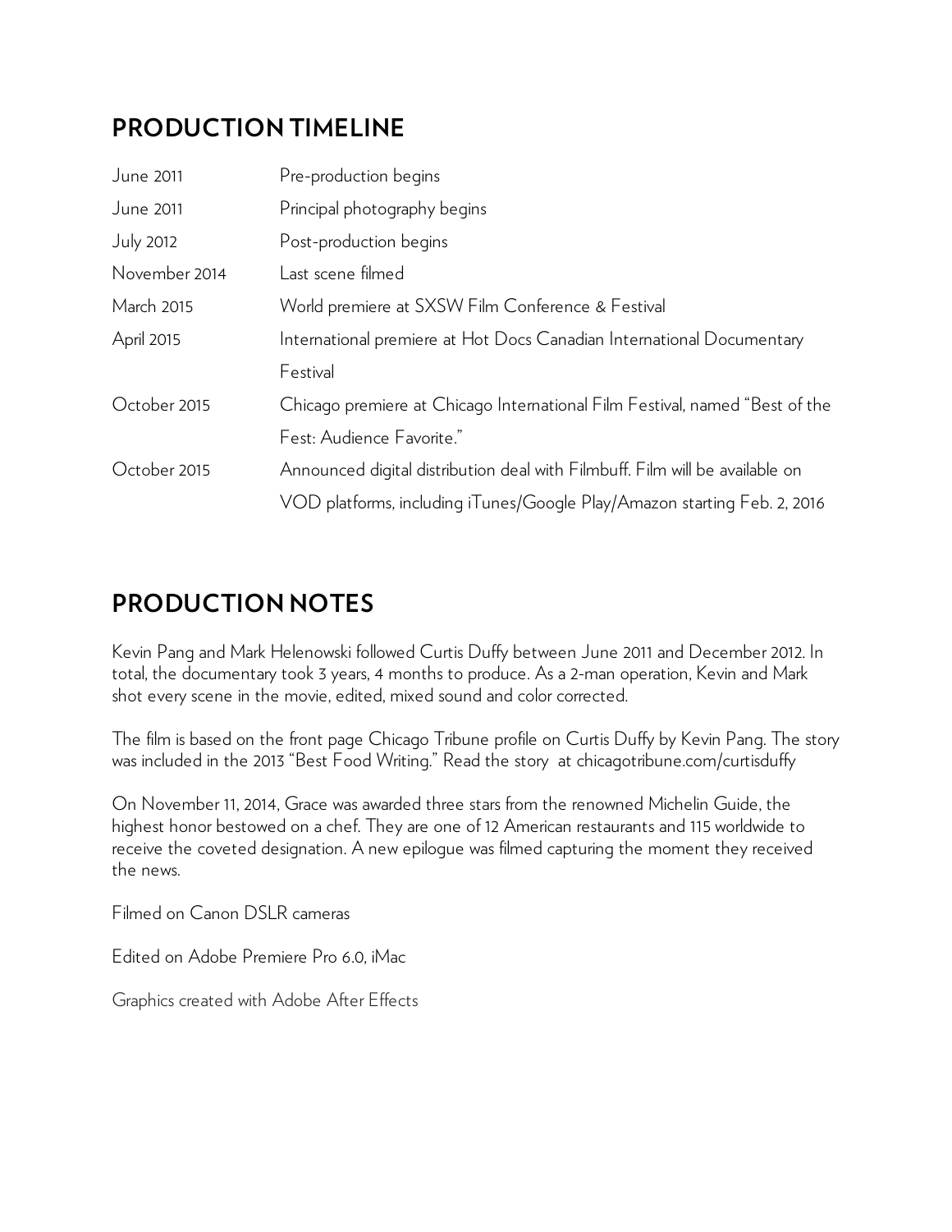## PRODUCTION TIMELINE

| | |
|---|---|
| June 2011 | Pre-production begins |
| June 2011 | Principal photography begins |
| July 2012 | Post-production begins |
| November 2014 | Last scene filmed |
| March 2015 | World premiere at SXSW Film Conference & Festival |
| April 2015 | International premiere at Hot Docs Canadian International Documentary Festival |
| October 2015 | Chicago premiere at Chicago International Film Festival, named "Best of the Fest: Audience Favorite." |
| October 2015 | Announced digital distribution deal with Filmbuff. Film will be available on VOD platforms, including iTunes/Google Play/Amazon starting Feb. 2, 2016 |

## PRODUCTION NOTES

Kevin Pang and Mark Helenowski followed Curtis Duffy between June 2011 and December 2012. In total, the documentary took 3 years, 4 months to produce. As a 2-man operation, Kevin and Mark shot every scene in the movie, edited, mixed sound and color corrected.

The film is based on the front page Chicago Tribune profile on Curtis Duffy by Kevin Pang. The story was included in the 2013 "Best Food Writing." Read the story at chicagotribune.com/curtisduffy

On November 11, 2014, Grace was awarded three stars from the renowned Michelin Guide, the highest honor bestowed on a chef. They are one of 12 American restaurants and 115 worldwide to receive the coveted designation. A new epilogue was filmed capturing the moment they received the news.

Filmed on Canon DSLR cameras

Edited on Adobe Premiere Pro 6.0, iMac

Graphics created with Adobe After Effects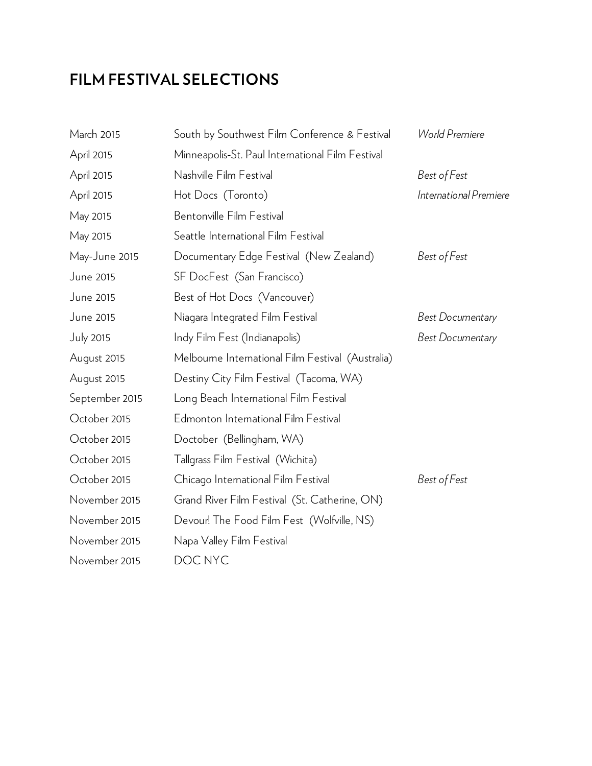## FILM FESTIVAL SELECTIONS

| | | |
|---|---|---|
| March 2015 | South by Southwest Film Conference & Festival | *World Premiere* |
| April 2015 | Minneapolis-St. Paul International Film Festival | |
| April 2015 | Nashville Film Festival | *Best of Fest* |
| April 2015 | Hot Docs (Toronto) | *International Premiere* |
| May 2015 | Bentonville Film Festival | |
| May 2015 | Seattle International Film Festival | |
| May-June 2015 | Documentary Edge Festival (New Zealand) | *Best of Fest* |
| June 2015 | SF DocFest (San Francisco) | |
| June 2015 | Best of Hot Docs (Vancouver) | |
| June 2015 | Niagara Integrated Film Festival | *Best Documentary* |
| July 2015 | Indy Film Fest (Indianapolis) | *Best Documentary* |
| August 2015 | Melbourne International Film Festival (Australia) | |
| August 2015 | Destiny City Film Festival (Tacoma, WA) | |
| September 2015 | Long Beach International Film Festival | |
| October 2015 | Edmonton International Film Festival | |
| October 2015 | Doctober (Bellingham, WA) | |
| October 2015 | Tallgrass Film Festival (Wichita) | |
| October 2015 | Chicago International Film Festival | *Best of Fest* |
| November 2015 | Grand River Film Festival (St. Catherine, ON) | |
| November 2015 | Devour! The Food Film Fest (Wolfville, NS) | |
| November 2015 | Napa Valley Film Festival | |
| November 2015 | DOC NYC | |